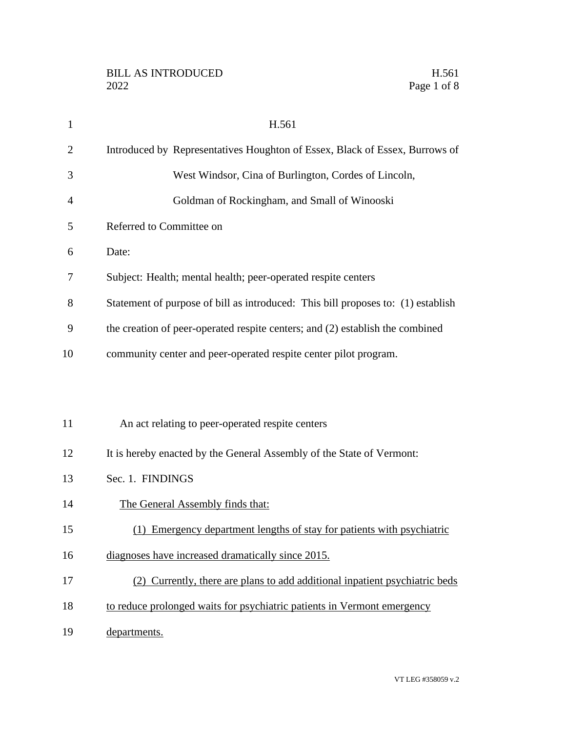H.561

Introduced by Representatives Houghton of Essex, Black of Essex, Burrows of West Windsor, Cina of Burlington, Cordes of Lincoln, Goldman of Rockingham, and Small of Winooski

Referred to Committee on

Date:

Subject: Health; mental health; peer-operated respite centers

Statement of purpose of bill as introduced: This bill proposes to: (1) establish the creation of peer-operated respite centers; and (2) establish the combined community center and peer-operated respite center pilot program.

An act relating to peer-operated respite centers

It is hereby enacted by the General Assembly of the State of Vermont:

Sec. 1. FINDINGS

The General Assembly finds that:

(1) Emergency department lengths of stay for patients with psychiatric diagnoses have increased dramatically since 2015.

(2) Currently, there are plans to add additional inpatient psychiatric beds to reduce prolonged waits for psychiatric patients in Vermont emergency departments.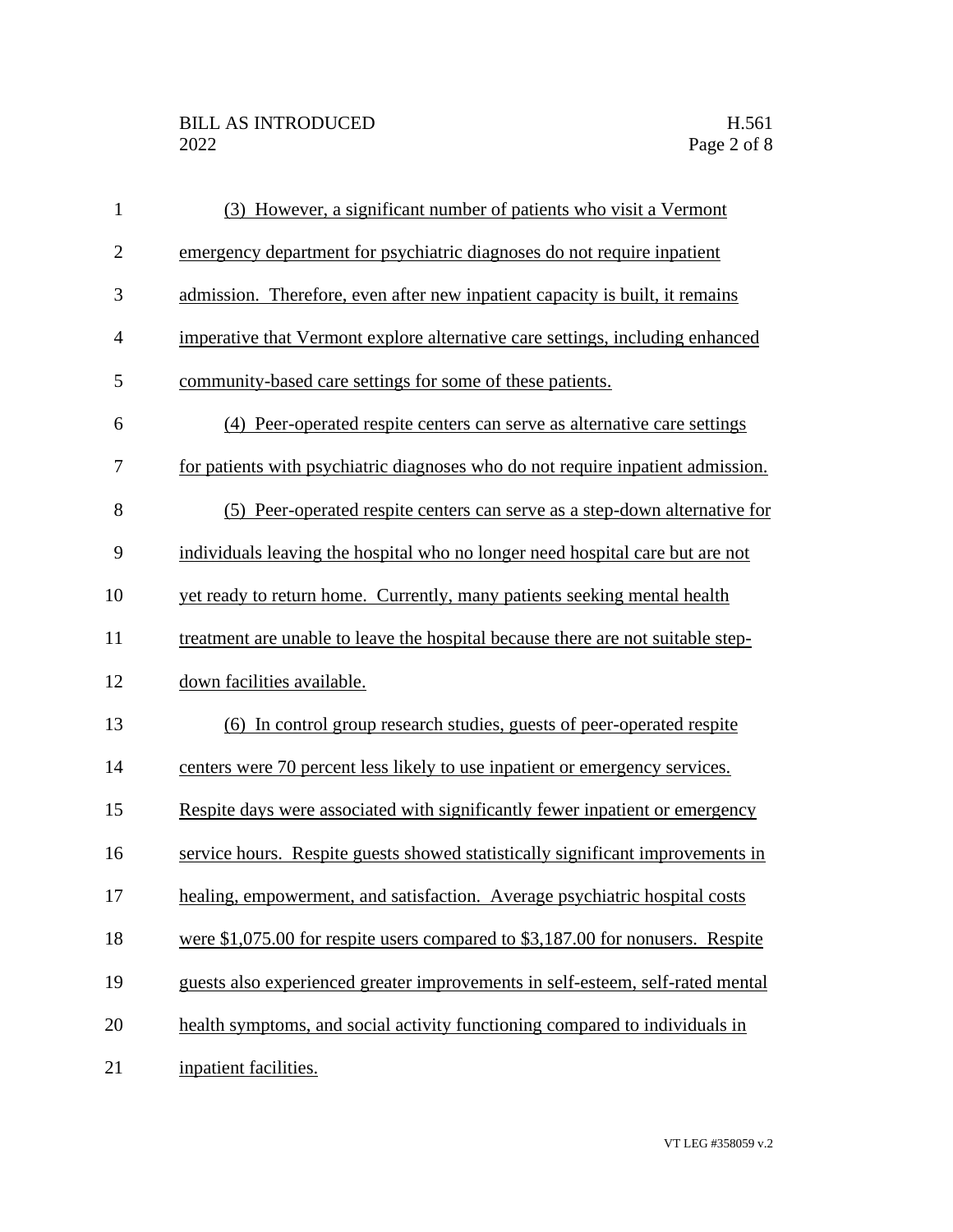(3) However, a significant number of patients who visit a Vermont emergency department for psychiatric diagnoses do not require inpatient admission. Therefore, even after new inpatient capacity is built, it remains imperative that Vermont explore alternative care settings, including enhanced community-based care settings for some of these patients.

(4) Peer-operated respite centers can serve as alternative care settings for patients with psychiatric diagnoses who do not require inpatient admission.

(5) Peer-operated respite centers can serve as a step-down alternative for individuals leaving the hospital who no longer need hospital care but are not yet ready to return home. Currently, many patients seeking mental health treatment are unable to leave the hospital because there are not suitable step-down facilities available.

(6) In control group research studies, guests of peer-operated respite centers were 70 percent less likely to use inpatient or emergency services. Respite days were associated with significantly fewer inpatient or emergency service hours. Respite guests showed statistically significant improvements in healing, empowerment, and satisfaction. Average psychiatric hospital costs were $1,075.00 for respite users compared to $3,187.00 for nonusers. Respite guests also experienced greater improvements in self-esteem, self-rated mental health symptoms, and social activity functioning compared to individuals in inpatient facilities.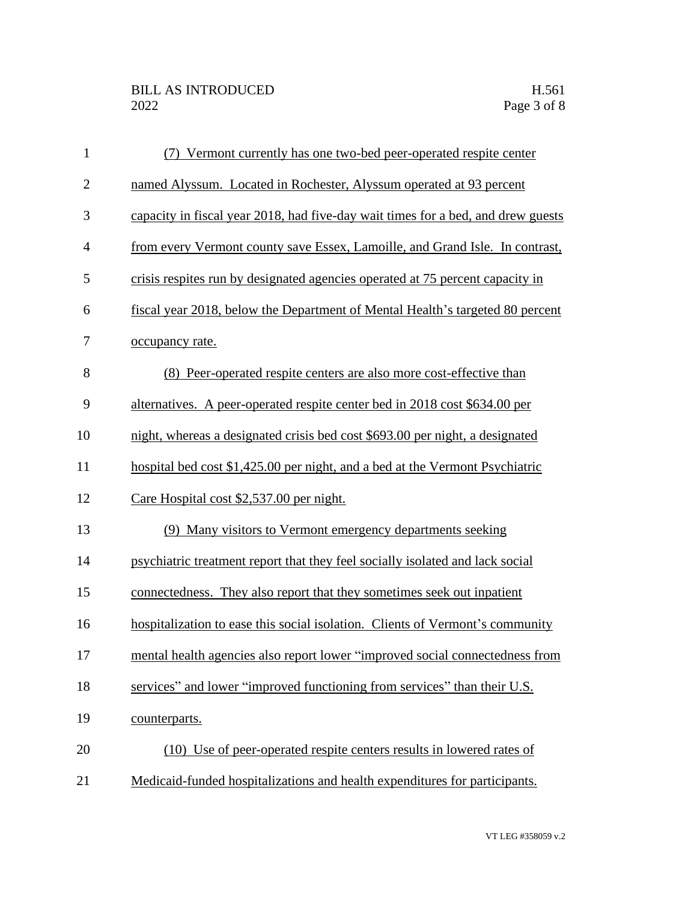(7) Vermont currently has one two-bed peer-operated respite center named Alyssum. Located in Rochester, Alyssum operated at 93 percent capacity in fiscal year 2018, had five-day wait times for a bed, and drew guests from every Vermont county save Essex, Lamoille, and Grand Isle. In contrast, crisis respites run by designated agencies operated at 75 percent capacity in fiscal year 2018, below the Department of Mental Health's targeted 80 percent occupancy rate.

(8) Peer-operated respite centers are also more cost-effective than alternatives. A peer-operated respite center bed in 2018 cost $634.00 per night, whereas a designated crisis bed cost $693.00 per night, a designated hospital bed cost $1,425.00 per night, and a bed at the Vermont Psychiatric Care Hospital cost $2,537.00 per night.

(9) Many visitors to Vermont emergency departments seeking psychiatric treatment report that they feel socially isolated and lack social connectedness. They also report that they sometimes seek out inpatient hospitalization to ease this social isolation. Clients of Vermont's community mental health agencies also report lower "improved social connectedness from services" and lower "improved functioning from services" than their U.S. counterparts.

(10) Use of peer-operated respite centers results in lowered rates of Medicaid-funded hospitalizations and health expenditures for participants.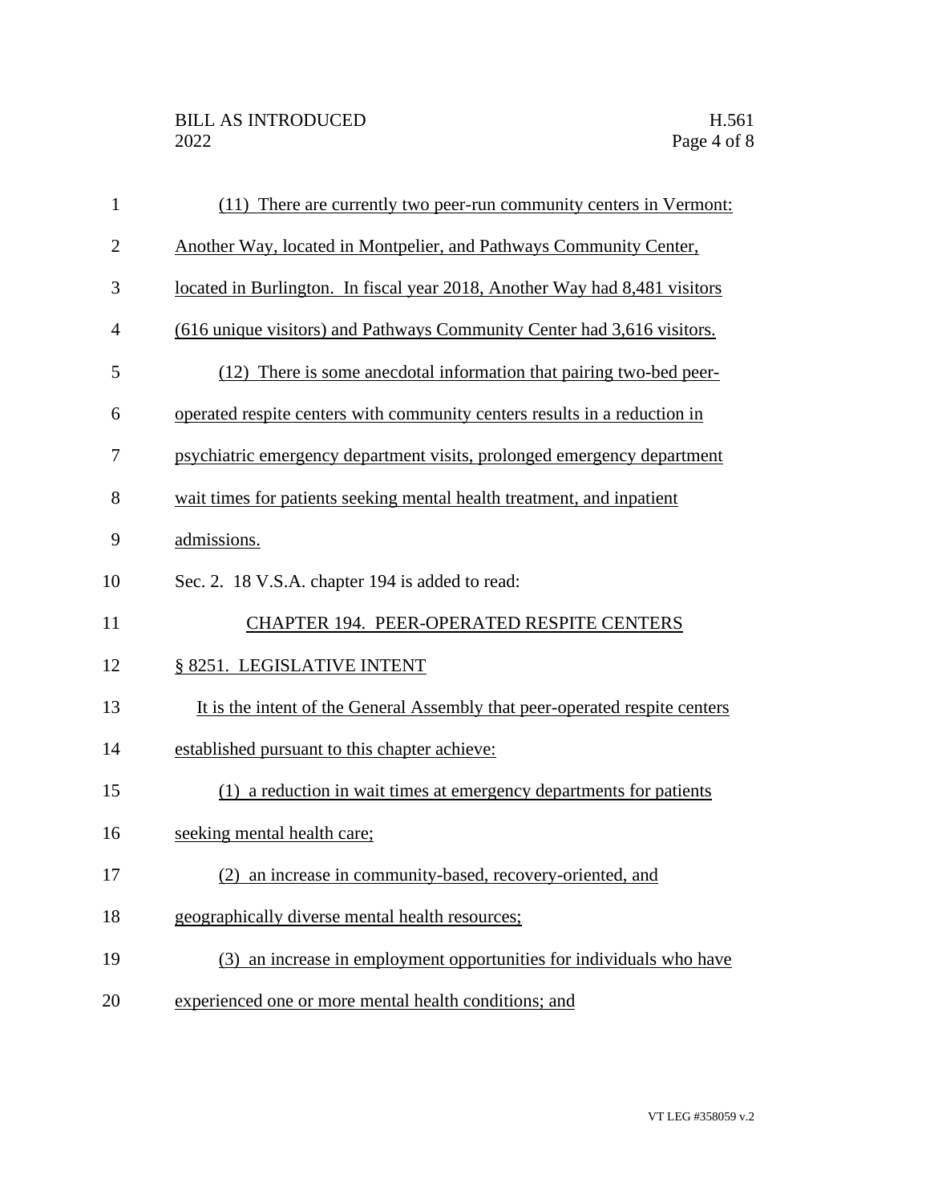(11) There are currently two peer-run community centers in Vermont: Another Way, located in Montpelier, and Pathways Community Center, located in Burlington. In fiscal year 2018, Another Way had 8,481 visitors (616 unique visitors) and Pathways Community Center had 3,616 visitors.

(12) There is some anecdotal information that pairing two-bed peer-operated respite centers with community centers results in a reduction in psychiatric emergency department visits, prolonged emergency department wait times for patients seeking mental health treatment, and inpatient admissions.

Sec. 2. 18 V.S.A. chapter 194 is added to read:

## CHAPTER 194. PEER-OPERATED RESPITE CENTERS

### § 8251. LEGISLATIVE INTENT

It is the intent of the General Assembly that peer-operated respite centers established pursuant to this chapter achieve:

(1) a reduction in wait times at emergency departments for patients seeking mental health care;

(2) an increase in community-based, recovery-oriented, and geographically diverse mental health resources;

(3) an increase in employment opportunities for individuals who have experienced one or more mental health conditions; and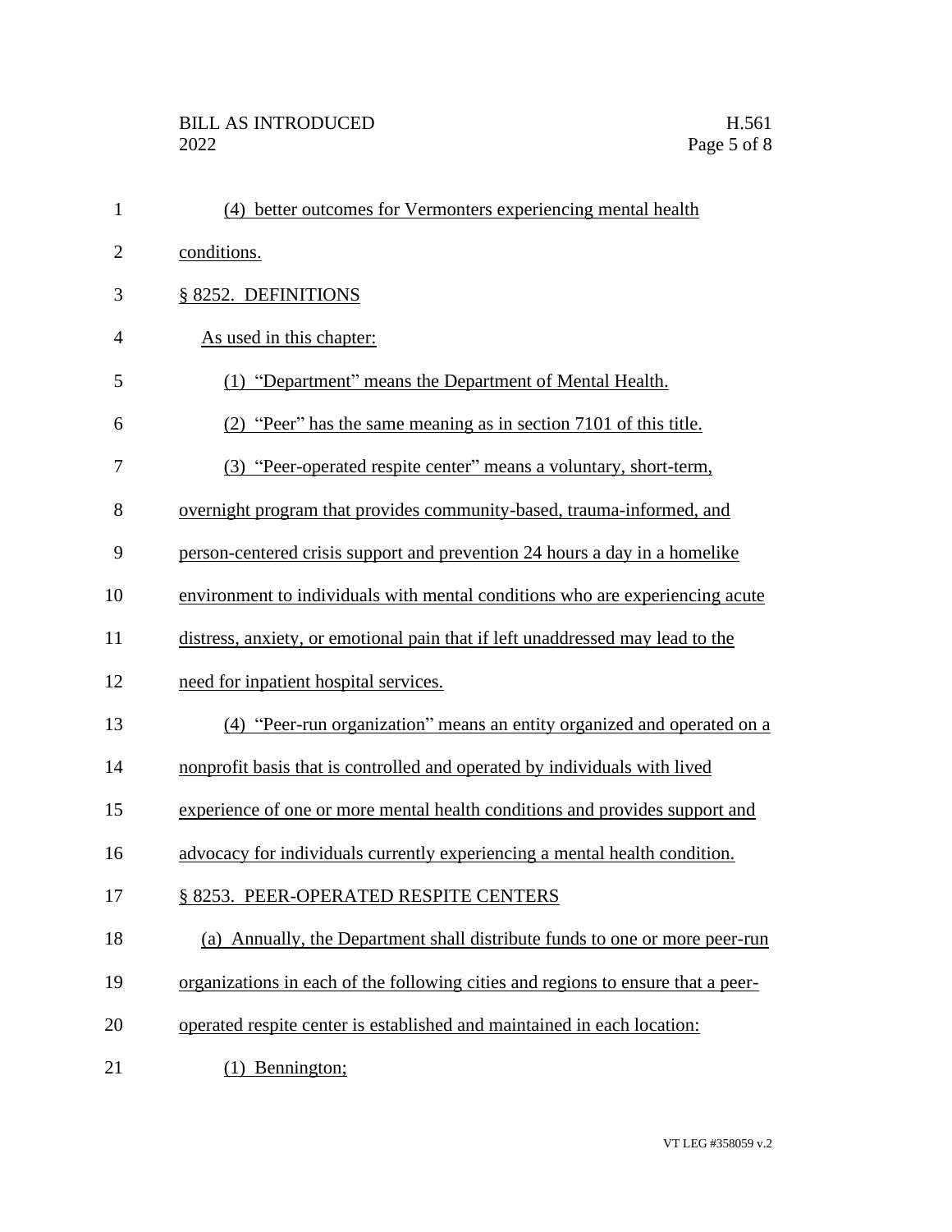(4) better outcomes for Vermonters experiencing mental health conditions.

§ 8252. DEFINITIONS

As used in this chapter:

(1) "Department" means the Department of Mental Health.

(2) "Peer" has the same meaning as in section 7101 of this title.

(3) "Peer-operated respite center" means a voluntary, short-term, overnight program that provides community-based, trauma-informed, and person-centered crisis support and prevention 24 hours a day in a homelike environment to individuals with mental conditions who are experiencing acute distress, anxiety, or emotional pain that if left unaddressed may lead to the need for inpatient hospital services.

(4) "Peer-run organization" means an entity organized and operated on a nonprofit basis that is controlled and operated by individuals with lived experience of one or more mental health conditions and provides support and advocacy for individuals currently experiencing a mental health condition.

§ 8253. PEER-OPERATED RESPITE CENTERS

(a) Annually, the Department shall distribute funds to one or more peer-run organizations in each of the following cities and regions to ensure that a peer-operated respite center is established and maintained in each location:

(1) Bennington;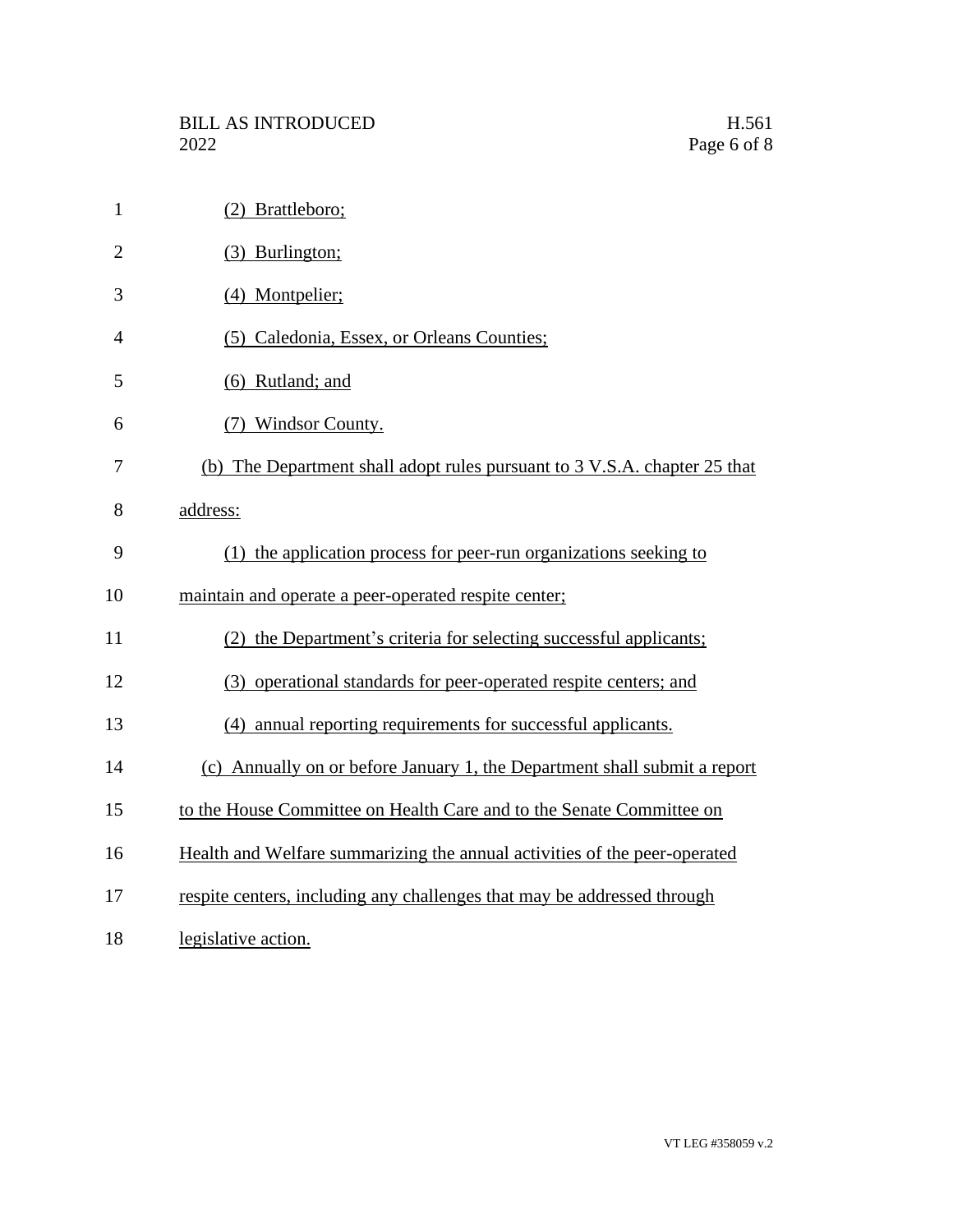(2) Brattleboro;

(3) Burlington;

(4) Montpelier;

(5) Caledonia, Essex, or Orleans Counties;

(6) Rutland; and

(7) Windsor County.

(b) The Department shall adopt rules pursuant to 3 V.S.A. chapter 25 that address:

(1) the application process for peer-run organizations seeking to maintain and operate a peer-operated respite center;

(2) the Department's criteria for selecting successful applicants;

(3) operational standards for peer-operated respite centers; and

(4) annual reporting requirements for successful applicants.

(c) Annually on or before January 1, the Department shall submit a report to the House Committee on Health Care and to the Senate Committee on Health and Welfare summarizing the annual activities of the peer-operated respite centers, including any challenges that may be addressed through legislative action.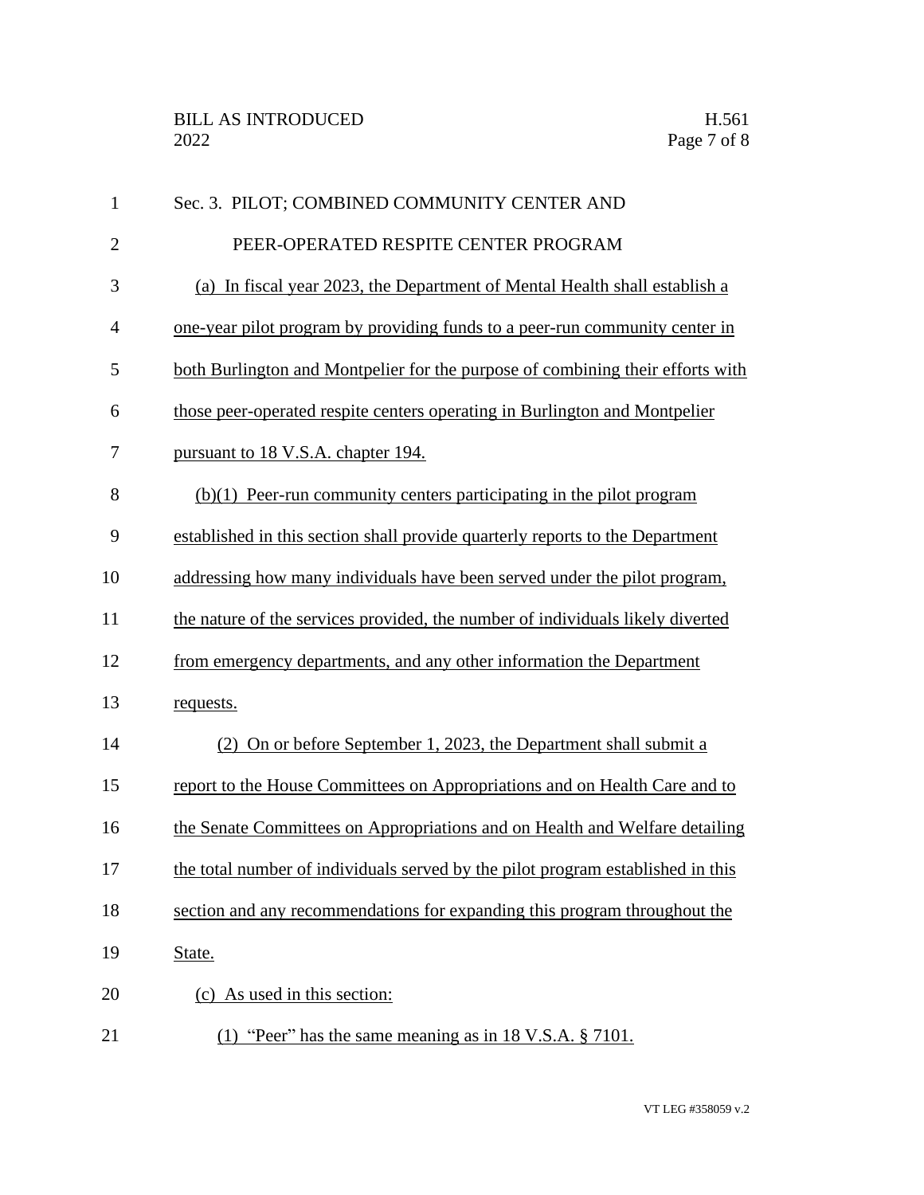Sec. 3. PILOT; COMBINED COMMUNITY CENTER AND PEER-OPERATED RESPITE CENTER PROGRAM

(a) In fiscal year 2023, the Department of Mental Health shall establish a one-year pilot program by providing funds to a peer-run community center in both Burlington and Montpelier for the purpose of combining their efforts with those peer-operated respite centers operating in Burlington and Montpelier pursuant to 18 V.S.A. chapter 194.

(b)(1) Peer-run community centers participating in the pilot program established in this section shall provide quarterly reports to the Department addressing how many individuals have been served under the pilot program, the nature of the services provided, the number of individuals likely diverted from emergency departments, and any other information the Department requests.

(2) On or before September 1, 2023, the Department shall submit a report to the House Committees on Appropriations and on Health Care and to the Senate Committees on Appropriations and on Health and Welfare detailing the total number of individuals served by the pilot program established in this section and any recommendations for expanding this program throughout the State.

(c) As used in this section:

(1) "Peer" has the same meaning as in 18 V.S.A. § 7101.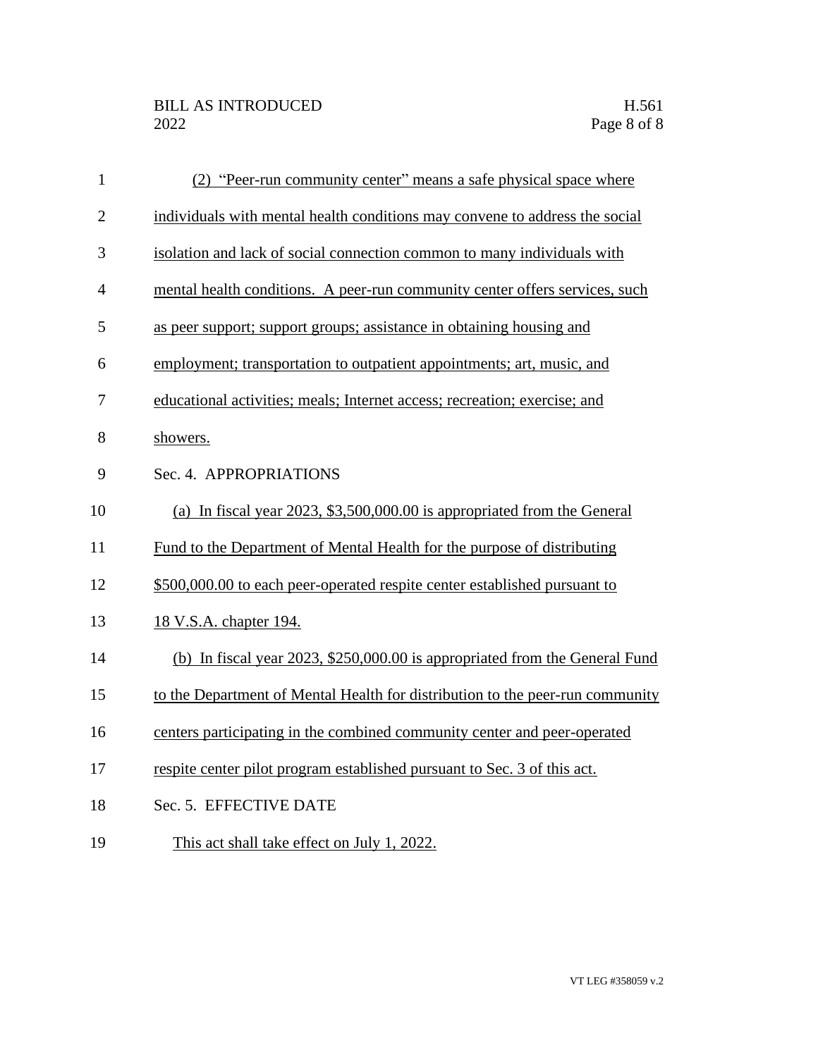(2) "Peer-run community center" means a safe physical space where individuals with mental health conditions may convene to address the social isolation and lack of social connection common to many individuals with mental health conditions. A peer-run community center offers services, such as peer support; support groups; assistance in obtaining housing and employment; transportation to outpatient appointments; art, music, and educational activities; meals; Internet access; recreation; exercise; and showers.

Sec. 4. APPROPRIATIONS

(a) In fiscal year 2023, $3,500,000.00 is appropriated from the General Fund to the Department of Mental Health for the purpose of distributing $500,000.00 to each peer-operated respite center established pursuant to 18 V.S.A. chapter 194.

(b) In fiscal year 2023, $250,000.00 is appropriated from the General Fund to the Department of Mental Health for distribution to the peer-run community centers participating in the combined community center and peer-operated respite center pilot program established pursuant to Sec. 3 of this act.

Sec. 5. EFFECTIVE DATE

This act shall take effect on July 1, 2022.